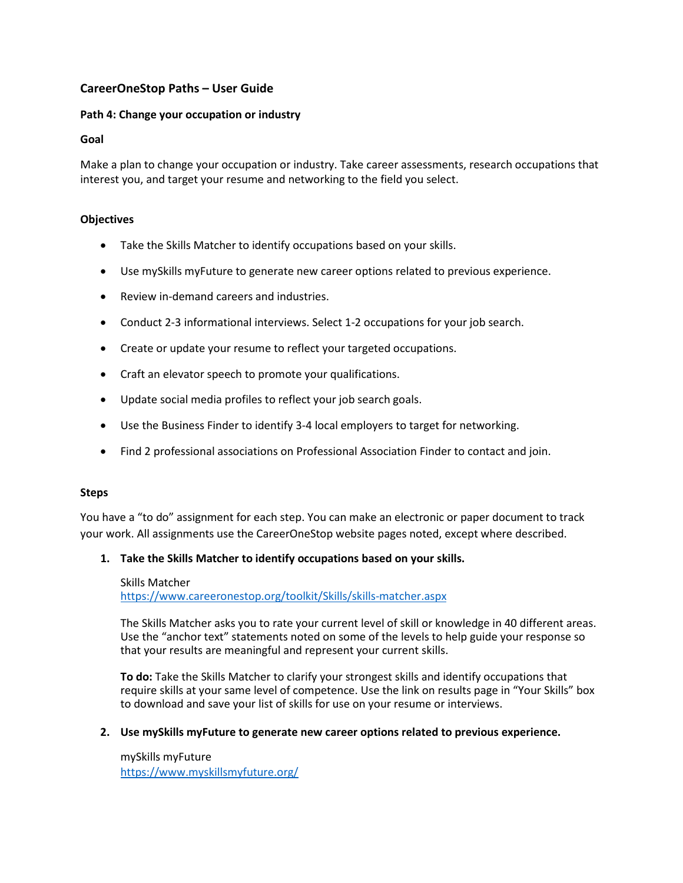## CareerOneStop Paths – User Guide

### Path 4: Change your occupation or industry

### Goal

Make a plan to change your occupation or industry. Take career assessments, research occupations that interest you, and target your resume and networking to the field you select.

### Objectives

- Take the Skills Matcher to identify occupations based on your skills.
- Use mySkills myFuture to generate new career options related to previous experience.
- Review in-demand careers and industries.
- Conduct 2-3 informational interviews. Select 1-2 occupations for your job search.
- Create or update your resume to reflect your targeted occupations.
- Craft an elevator speech to promote your qualifications.
- Update social media profiles to reflect your job search goals.
- Use the Business Finder to identify 3-4 local employers to target for networking.
- Find 2 professional associations on Professional Association Finder to contact and join.

### Steps

You have a "to do" assignment for each step. You can make an electronic or paper document to track your work. All assignments use the CareerOneStop website pages noted, except where described.

1. **Take the Skills Matcher to identify occupations based on your skills.**

   Skills Matcher
   [https://www.careeronestop.org/toolkit/Skills/skills-matcher.aspx](https://www.careeronestop.org/toolkit/Skills/skills-matcher.aspx)

   The Skills Matcher asks you to rate your current level of skill or knowledge in 40 different areas. Use the "anchor text" statements noted on some of the levels to help guide your response so that your results are meaningful and represent your current skills.

   **To do:** Take the Skills Matcher to clarify your strongest skills and identify occupations that require skills at your same level of competence. Use the link on results page in "Your Skills" box to download and save your list of skills for use on your resume or interviews.

2. **Use mySkills myFuture to generate new career options related to previous experience.**

   mySkills myFuture
   [https://www.myskillsmyfuture.org/](https://www.myskillsmyfuture.org/)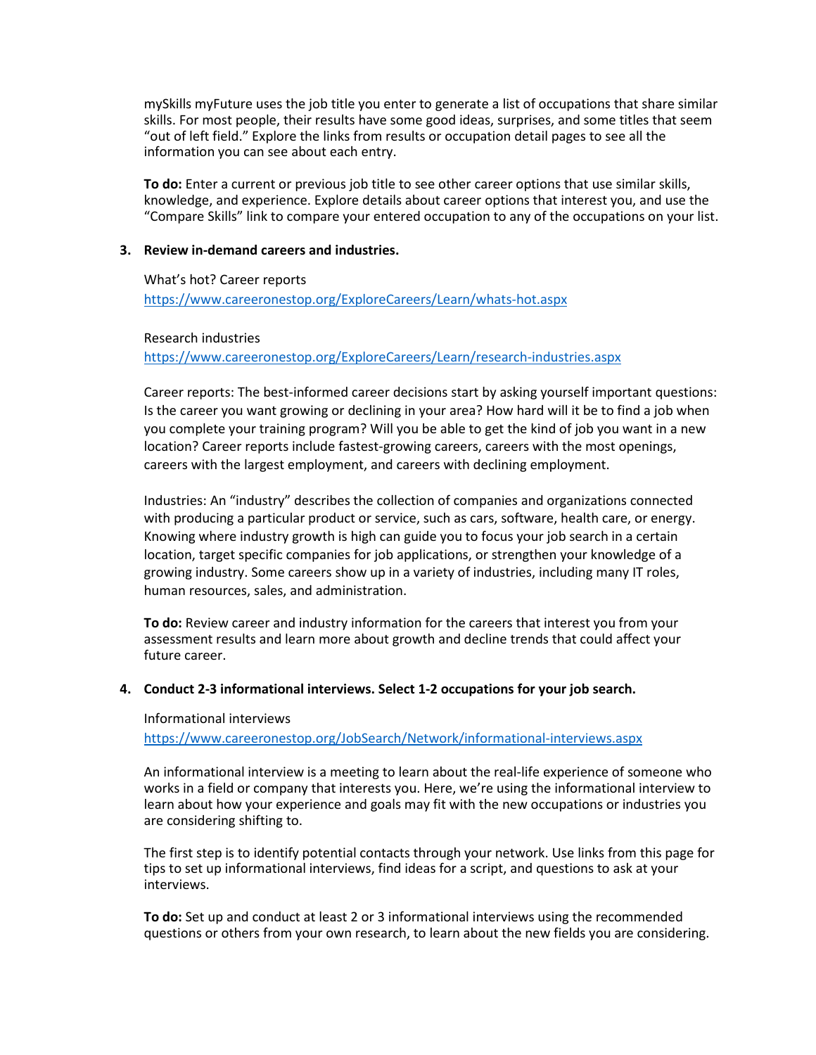mySkills myFuture uses the job title you enter to generate a list of occupations that share similar skills. For most people, their results have some good ideas, surprises, and some titles that seem "out of left field." Explore the links from results or occupation detail pages to see all the information you can see about each entry.

**To do:** Enter a current or previous job title to see other career options that use similar skills, knowledge, and experience. Explore details about career options that interest you, and use the "Compare Skills" link to compare your entered occupation to any of the occupations on your list.

3. **Review in-demand careers and industries.**

   What's hot? Career reports
   https://www.careeronestop.org/ExploreCareers/Learn/whats-hot.aspx

   Research industries
   https://www.careeronestop.org/ExploreCareers/Learn/research-industries.aspx

   Career reports: The best-informed career decisions start by asking yourself important questions: Is the career you want growing or declining in your area? How hard will it be to find a job when you complete your training program? Will you be able to get the kind of job you want in a new location? Career reports include fastest-growing careers, careers with the most openings, careers with the largest employment, and careers with declining employment.

   Industries: An "industry" describes the collection of companies and organizations connected with producing a particular product or service, such as cars, software, health care, or energy. Knowing where industry growth is high can guide you to focus your job search in a certain location, target specific companies for job applications, or strengthen your knowledge of a growing industry. Some careers show up in a variety of industries, including many IT roles, human resources, sales, and administration.

   **To do:** Review career and industry information for the careers that interest you from your assessment results and learn more about growth and decline trends that could affect your future career.

4. **Conduct 2-3 informational interviews. Select 1-2 occupations for your job search.**

   Informational interviews
   https://www.careeronestop.org/JobSearch/Network/informational-interviews.aspx

   An informational interview is a meeting to learn about the real-life experience of someone who works in a field or company that interests you. Here, we're using the informational interview to learn about how your experience and goals may fit with the new occupations or industries you are considering shifting to.

   The first step is to identify potential contacts through your network. Use links from this page for tips to set up informational interviews, find ideas for a script, and questions to ask at your interviews.

   **To do:** Set up and conduct at least 2 or 3 informational interviews using the recommended questions or others from your own research, to learn about the new fields you are considering.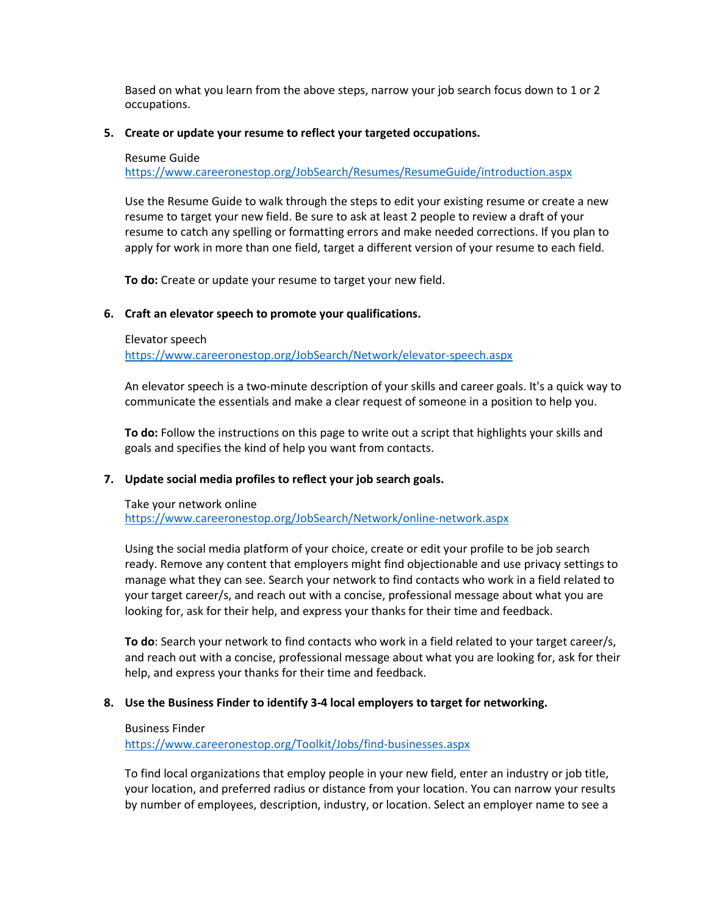Based on what you learn from the above steps, narrow your job search focus down to 1 or 2 occupations.

5. **Create or update your resume to reflect your targeted occupations.**

   Resume Guide
   https://www.careeronestop.org/JobSearch/Resumes/ResumeGuide/introduction.aspx

   Use the Resume Guide to walk through the steps to edit your existing resume or create a new resume to target your new field. Be sure to ask at least 2 people to review a draft of your resume to catch any spelling or formatting errors and make needed corrections. If you plan to apply for work in more than one field, target a different version of your resume to each field.

   **To do:** Create or update your resume to target your new field.

6. **Craft an elevator speech to promote your qualifications.**

   Elevator speech
   https://www.careeronestop.org/JobSearch/Network/elevator-speech.aspx

   An elevator speech is a two-minute description of your skills and career goals. It's a quick way to communicate the essentials and make a clear request of someone in a position to help you.

   **To do:** Follow the instructions on this page to write out a script that highlights your skills and goals and specifies the kind of help you want from contacts.

7. **Update social media profiles to reflect your job search goals.**

   Take your network online
   https://www.careeronestop.org/JobSearch/Network/online-network.aspx

   Using the social media platform of your choice, create or edit your profile to be job search ready. Remove any content that employers might find objectionable and use privacy settings to manage what they can see. Search your network to find contacts who work in a field related to your target career/s, and reach out with a concise, professional message about what you are looking for, ask for their help, and express your thanks for their time and feedback.

   **To do**: Search your network to find contacts who work in a field related to your target career/s, and reach out with a concise, professional message about what you are looking for, ask for their help, and express your thanks for their time and feedback.

8. **Use the Business Finder to identify 3-4 local employers to target for networking.**

   Business Finder
   https://www.careeronestop.org/Toolkit/Jobs/find-businesses.aspx

   To find local organizations that employ people in your new field, enter an industry or job title, your location, and preferred radius or distance from your location. You can narrow your results by number of employees, description, industry, or location. Select an employer name to see a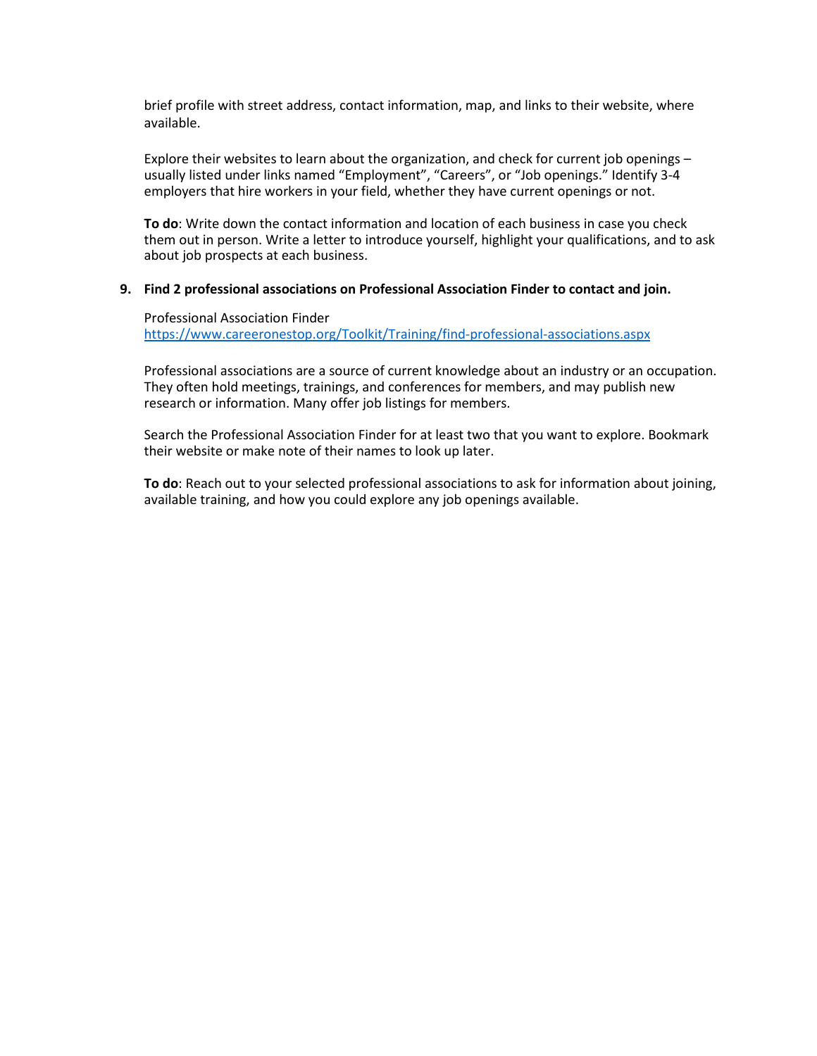brief profile with street address, contact information, map, and links to their website, where available.

Explore their websites to learn about the organization, and check for current job openings – usually listed under links named "Employment", "Careers", or "Job openings." Identify 3-4 employers that hire workers in your field, whether they have current openings or not.

**To do**: Write down the contact information and location of each business in case you check them out in person. Write a letter to introduce yourself, highlight your qualifications, and to ask about job prospects at each business.

9. **Find 2 professional associations on Professional Association Finder to contact and join.**

   Professional Association Finder
   https://www.careeronestop.org/Toolkit/Training/find-professional-associations.aspx

   Professional associations are a source of current knowledge about an industry or an occupation. They often hold meetings, trainings, and conferences for members, and may publish new research or information. Many offer job listings for members.

   Search the Professional Association Finder for at least two that you want to explore. Bookmark their website or make note of their names to look up later.

   **To do**: Reach out to your selected professional associations to ask for information about joining, available training, and how you could explore any job openings available.